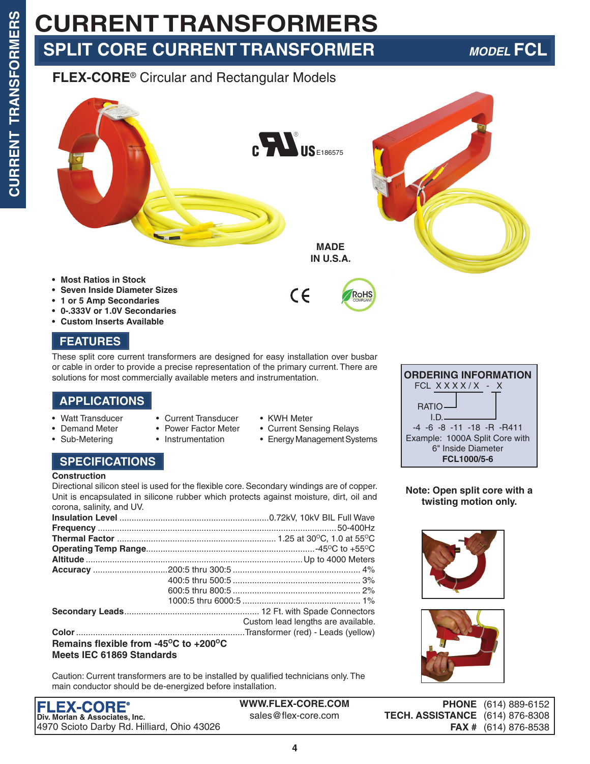# CURRENT TRANSFORMERS

## SPLIT CORE CURRENT TRANSFORMER — *MODEL* FCL

### FLEX-CORE® Circular and Rectangular Models

c US E186575

**MADE IN U.S.A.**

- **Most Ratios in Stock**
- **Seven Inside Diameter Sizes**
- **1 or 5 Amp Secondaries**
- **0-.333V or 1.0V Secondaries**
- **Custom Inserts Available**

## FEATURES

These split core current transformers are designed for easy installation over busbar or cable in order to provide a precise representation of the primary current. There are solutions for most commercially available meters and instrumentation.

## APPLICATIONS

- Watt Transducer
- Demand Meter
- Sub-Metering
- Current Transducer
- Power Factor Meter
- Instrumentation
- KWH Meter
- Current Sensing Relays
- Energy Management Systems

## SPECIFICATIONS

**Construction**

Directional silicon steel is used for the flexible core. Secondary windings are of copper. Unit is encapsulated in silicone rubber which protects against moisture, dirt, oil and corona, salinity, and UV.

| | | |
|---|---|---|
| **Insulation Level** | | 0.72kV, 10kV BIL Full Wave |
| **Frequency** | | 50-400Hz |
| **Thermal Factor** | | 1.25 at 30°C, 1.0 at 55°C |
| **Operating Temp Range** | | -45°C to +55°C |
| **Altitude** | | Up to 4000 Meters |
| **Accuracy** | 200:5 thru 300:5 | 4% |
| | 400:5 thru 500:5 | 3% |
| | 600:5 thru 800:5 | 2% |
| | 1000:5 thru 6000:5 | 1% |
| **Secondary Leads** | | 12 Ft. with Spade Connectors. Custom lead lengths are available. |
| **Color** | | Transformer (red) - Leads (yellow) |

**Remains flexible from -45°C to +200°C**

**Meets IEC 61869 Standards**

Caution: Current transformers are to be installed by qualified technicians only. The main conductor should be de-energized before installation.

### ORDERING INFORMATION

FCL X X X X / X - X

RATIO

I.D.

-4 -6 -8 -11 -18 -R -R411

Example: 1000A Split Core with 6" Inside Diameter

**FCL1000/5-6**

**Note: Open split core with a twisting motion only.**

**FLEX-CORE®**
Div. Morlan & Associates, Inc.
4970 Scioto Darby Rd. Hilliard, Ohio 43026

**WWW.FLEX-CORE.COM**
sales@flex-core.com

**PHONE** (614) 889-6152
**TECH. ASSISTANCE** (614) 876-8308
**FAX #** (614) 876-8538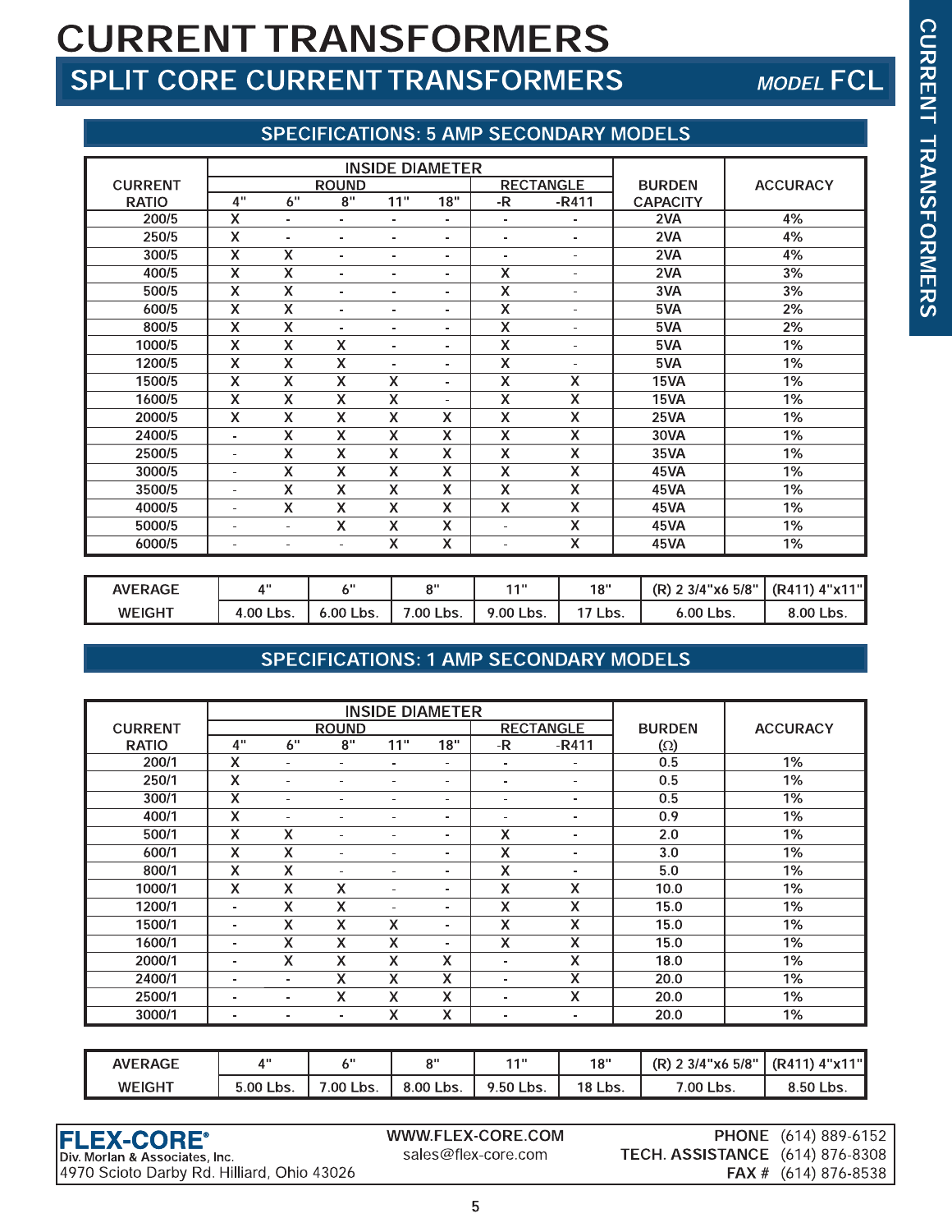# CURRENT TRANSFORMERS

## SPLIT CORE CURRENT TRANSFORMERS *MODEL* FCL

### SPECIFICATIONS: 5 AMP SECONDARY MODELS

| CURRENT RATIO | INSIDE DIAMETER | | | | | | | BURDEN CAPACITY | ACCURACY |
|---|---|---|---|---|---|---|---|---|---|
| | ROUND | | | | | RECTANGLE | | | |
| | 4" | 6" | 8" | 11" | 18" | -R | -R411 | | |
| 200/5 | X | - | - | - | - | - | - | 2VA | 4% |
| 250/5 | X | - | - | - | - | - | - | 2VA | 4% |
| 300/5 | X | X | - | - | - | - | - | 2VA | 4% |
| 400/5 | X | X | - | - | - | X | - | 2VA | 3% |
| 500/5 | X | X | - | - | - | X | - | 3VA | 3% |
| 600/5 | X | X | - | - | - | X | - | 5VA | 2% |
| 800/5 | X | X | - | - | - | X | - | 5VA | 2% |
| 1000/5 | X | X | X | - | - | X | - | 5VA | 1% |
| 1200/5 | X | X | X | - | - | X | - | 5VA | 1% |
| 1500/5 | X | X | X | X | - | X | X | 15VA | 1% |
| 1600/5 | X | X | X | X | - | X | X | 15VA | 1% |
| 2000/5 | X | X | X | X | X | X | X | 25VA | 1% |
| 2400/5 | - | X | X | X | X | X | X | 30VA | 1% |
| 2500/5 | - | X | X | X | X | X | X | 35VA | 1% |
| 3000/5 | - | X | X | X | X | X | X | 45VA | 1% |
| 3500/5 | - | X | X | X | X | X | X | 45VA | 1% |
| 4000/5 | - | X | X | X | X | X | X | 45VA | 1% |
| 5000/5 | - | - | X | X | X | - | X | 45VA | 1% |
| 6000/5 | - | - | - | X | X | - | X | 45VA | 1% |

| AVERAGE | 4" | 6" | 8" | 11" | 18" | (R) 2 3/4"x6 5/8" | (R411) 4"x11" |
|---|---|---|---|---|---|---|---|
| WEIGHT | 4.00 Lbs. | 6.00 Lbs. | 7.00 Lbs. | 9.00 Lbs. | 17 Lbs. | 6.00 Lbs. | 8.00 Lbs. |

### SPECIFICATIONS: 1 AMP SECONDARY MODELS

| CURRENT RATIO | INSIDE DIAMETER | | | | | | | BURDEN (Ω) | ACCURACY |
|---|---|---|---|---|---|---|---|---|---|
| | ROUND | | | | | RECTANGLE | | | |
| | 4" | 6" | 8" | 11" | 18" | -R | -R411 | | |
| 200/1 | X | - | - | - | - | - | - | 0.5 | 1% |
| 250/1 | X | - | - | - | - | - | - | 0.5 | 1% |
| 300/1 | X | - | - | - | - | - | - | 0.5 | 1% |
| 400/1 | X | - | - | - | - | - | - | 0.9 | 1% |
| 500/1 | X | X | - | - | - | X | - | 2.0 | 1% |
| 600/1 | X | X | - | - | - | X | - | 3.0 | 1% |
| 800/1 | X | X | - | - | - | X | - | 5.0 | 1% |
| 1000/1 | X | X | X | - | - | X | X | 10.0 | 1% |
| 1200/1 | - | X | X | - | - | X | X | 15.0 | 1% |
| 1500/1 | - | X | X | X | - | X | X | 15.0 | 1% |
| 1600/1 | - | X | X | X | - | X | X | 15.0 | 1% |
| 2000/1 | - | X | X | X | X | - | X | 18.0 | 1% |
| 2400/1 | - | - | X | X | X | - | X | 20.0 | 1% |
| 2500/1 | - | - | X | X | X | - | X | 20.0 | 1% |
| 3000/1 | - | - | - | X | X | - | - | 20.0 | 1% |

| AVERAGE | 4" | 6" | 8" | 11" | 18" | (R) 2 3/4"x6 5/8" | (R411) 4"x11" |
|---|---|---|---|---|---|---|---|
| WEIGHT | 5.00 Lbs. | 7.00 Lbs. | 8.00 Lbs. | 9.50 Lbs. | 18 Lbs. | 7.00 Lbs. | 8.50 Lbs. |

**FLEX-CORE®**
Div. Morlan & Associates, Inc.
4970 Scioto Darby Rd. Hilliard, Ohio 43026

WWW.FLEX-CORE.COM
sales@flex-core.com

PHONE (614) 889-6152
TECH. ASSISTANCE (614) 876-8308
FAX # (614) 876-8538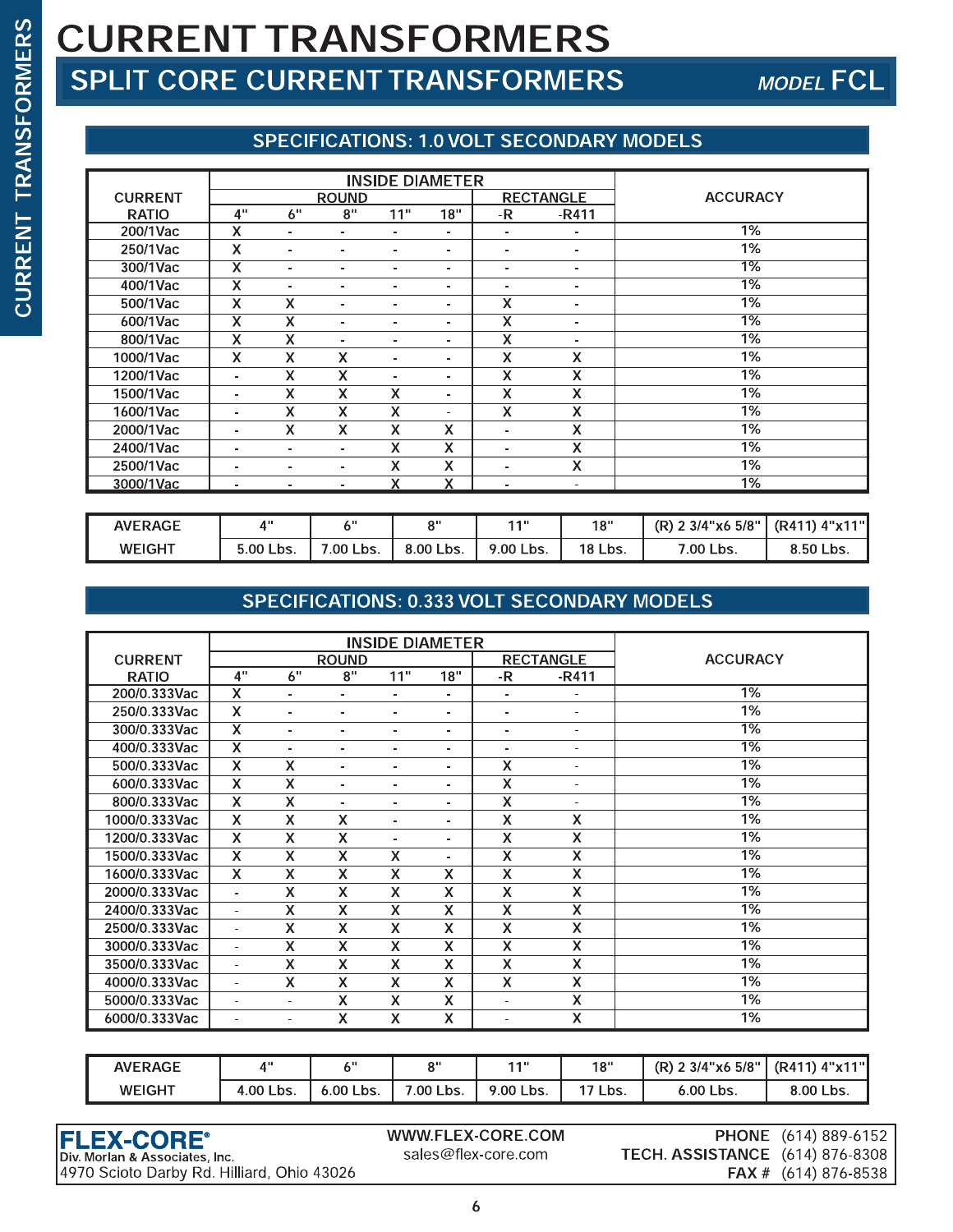# CURRENT TRANSFORMERS

## SPLIT CORE CURRENT TRANSFORMERS *MODEL* FCL

### SPECIFICATIONS: 1.0 VOLT SECONDARY MODELS

| CURRENT RATIO | INSIDE DIAMETER | | | | | | | ACCURACY |
|---|---|---|---|---|---|---|---|---|
| | ROUND | | | | | RECTANGLE | | |
| | 4" | 6" | 8" | 11" | 18" | -R | -R411 | |
| 200/1Vac | X | - | - | - | - | - | - | 1% |
| 250/1Vac | X | - | - | - | - | - | - | 1% |
| 300/1Vac | X | - | - | - | - | - | - | 1% |
| 400/1Vac | X | - | - | - | - | - | - | 1% |
| 500/1Vac | X | X | - | - | - | X | - | 1% |
| 600/1Vac | X | X | - | - | - | X | - | 1% |
| 800/1Vac | X | X | - | - | - | X | - | 1% |
| 1000/1Vac | X | X | X | - | - | X | X | 1% |
| 1200/1Vac | - | X | X | - | - | X | X | 1% |
| 1500/1Vac | - | X | X | X | - | X | X | 1% |
| 1600/1Vac | - | X | X | X | - | X | X | 1% |
| 2000/1Vac | - | X | X | X | X | - | X | 1% |
| 2400/1Vac | - | - | - | X | X | - | X | 1% |
| 2500/1Vac | - | - | - | X | X | - | X | 1% |
| 3000/1Vac | - | - | - | X | X | - | - | 1% |

| AVERAGE WEIGHT | 4" | 6" | 8" | 11" | 18" | (R) 2 3/4"x6 5/8" | (R411) 4"x11" |
|---|---|---|---|---|---|---|---|
| | 5.00 Lbs. | 7.00 Lbs. | 8.00 Lbs. | 9.00 Lbs. | 18 Lbs. | 7.00 Lbs. | 8.50 Lbs. |

### SPECIFICATIONS: 0.333 VOLT SECONDARY MODELS

| CURRENT RATIO | INSIDE DIAMETER | | | | | | | ACCURACY |
|---|---|---|---|---|---|---|---|---|
| | ROUND | | | | | RECTANGLE | | |
| | 4" | 6" | 8" | 11" | 18" | -R | -R411 | |
| 200/0.333Vac | X | - | - | - | - | - | - | 1% |
| 250/0.333Vac | X | - | - | - | - | - | - | 1% |
| 300/0.333Vac | X | - | - | - | - | - | - | 1% |
| 400/0.333Vac | X | - | - | - | - | - | - | 1% |
| 500/0.333Vac | X | X | - | - | - | X | - | 1% |
| 600/0.333Vac | X | X | - | - | - | X | - | 1% |
| 800/0.333Vac | X | X | - | - | - | X | - | 1% |
| 1000/0.333Vac | X | X | X | - | - | X | X | 1% |
| 1200/0.333Vac | X | X | X | - | - | X | X | 1% |
| 1500/0.333Vac | X | X | X | X | - | X | X | 1% |
| 1600/0.333Vac | X | X | X | X | X | X | X | 1% |
| 2000/0.333Vac | - | X | X | X | X | X | X | 1% |
| 2400/0.333Vac | - | X | X | X | X | X | X | 1% |
| 2500/0.333Vac | - | X | X | X | X | X | X | 1% |
| 3000/0.333Vac | - | X | X | X | X | X | X | 1% |
| 3500/0.333Vac | - | X | X | X | X | X | X | 1% |
| 4000/0.333Vac | - | X | X | X | X | X | X | 1% |
| 5000/0.333Vac | - | - | X | X | X | - | X | 1% |
| 6000/0.333Vac | - | - | X | X | X | - | X | 1% |

| AVERAGE WEIGHT | 4" | 6" | 8" | 11" | 18" | (R) 2 3/4"x6 5/8" | (R411) 4"x11" |
|---|---|---|---|---|---|---|---|
| | 4.00 Lbs. | 6.00 Lbs. | 7.00 Lbs. | 9.00 Lbs. | 17 Lbs. | 6.00 Lbs. | 8.00 Lbs. |

**FLEX-CORE®**
Div. Morlan & Associates, Inc.
4970 Scioto Darby Rd. Hilliard, Ohio 43026

WWW.FLEX-CORE.COM
sales@flex-core.com

PHONE (614) 889-6152
TECH. ASSISTANCE (614) 876-8308
FAX # (614) 876-8538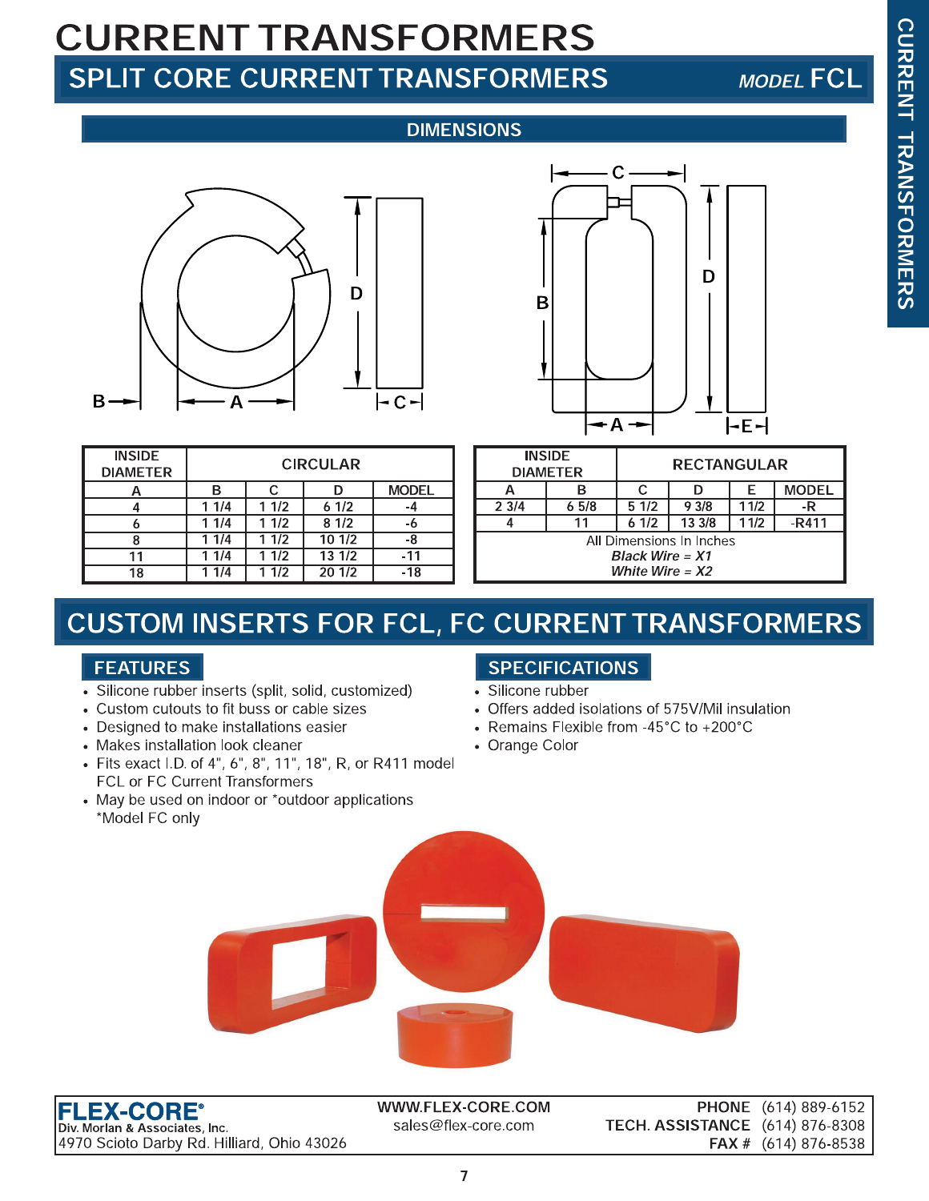# CURRENT TRANSFORMERS

## SPLIT CORE CURRENT TRANSFORMERS — *MODEL* FCL

### DIMENSIONS

| INSIDE DIAMETER | CIRCULAR | | | |
|---|---|---|---|---|
| A | B | C | D | MODEL |
| 4 | 1 1/4 | 1 1/2 | 6 1/2 | -4 |
| 6 | 1 1/4 | 1 1/2 | 8 1/2 | -6 |
| 8 | 1 1/4 | 1 1/2 | 10 1/2 | -8 |
| 11 | 1 1/4 | 1 1/2 | 13 1/2 | -11 |
| 18 | 1 1/4 | 1 1/2 | 20 1/2 | -18 |

| INSIDE DIAMETER | RECTANGULAR | | | | |
|---|---|---|---|---|---|
| A | B | C | D | E | MODEL |
| 2 3/4 | 6 5/8 | 5 1/2 | 9 3/8 | 1 1/2 | -R |
| 4 | 11 | 6 1/2 | 13 3/8 | 1 1/2 | -R411 |

All Dimensions In Inches
***Black Wire = X1***
***White Wire = X2***

## CUSTOM INSERTS FOR FCL, FC CURRENT TRANSFORMERS

### FEATURES

- Silicone rubber inserts (split, solid, customized)
- Custom cutouts to fit buss or cable sizes
- Designed to make installations easier
- Makes installation look cleaner
- Fits exact I.D. of 4", 6", 8", 11", 18", R, or R411 model FCL or FC Current Transformers
- May be used on indoor or *outdoor applications
  *Model FC only

### SPECIFICATIONS

- Silicone rubber
- Offers added isolations of 575V/Mil insulation
- Remains Flexible from -45°C to +200°C
- Orange Color

**FLEX-CORE®**
Div. Morlan & Associates, Inc.
4970 Scioto Darby Rd. Hilliard, Ohio 43026

WWW.FLEX-CORE.COM
sales@flex-core.com

PHONE (614) 889-6152
TECH. ASSISTANCE (614) 876-8308
FAX # (614) 876-8538